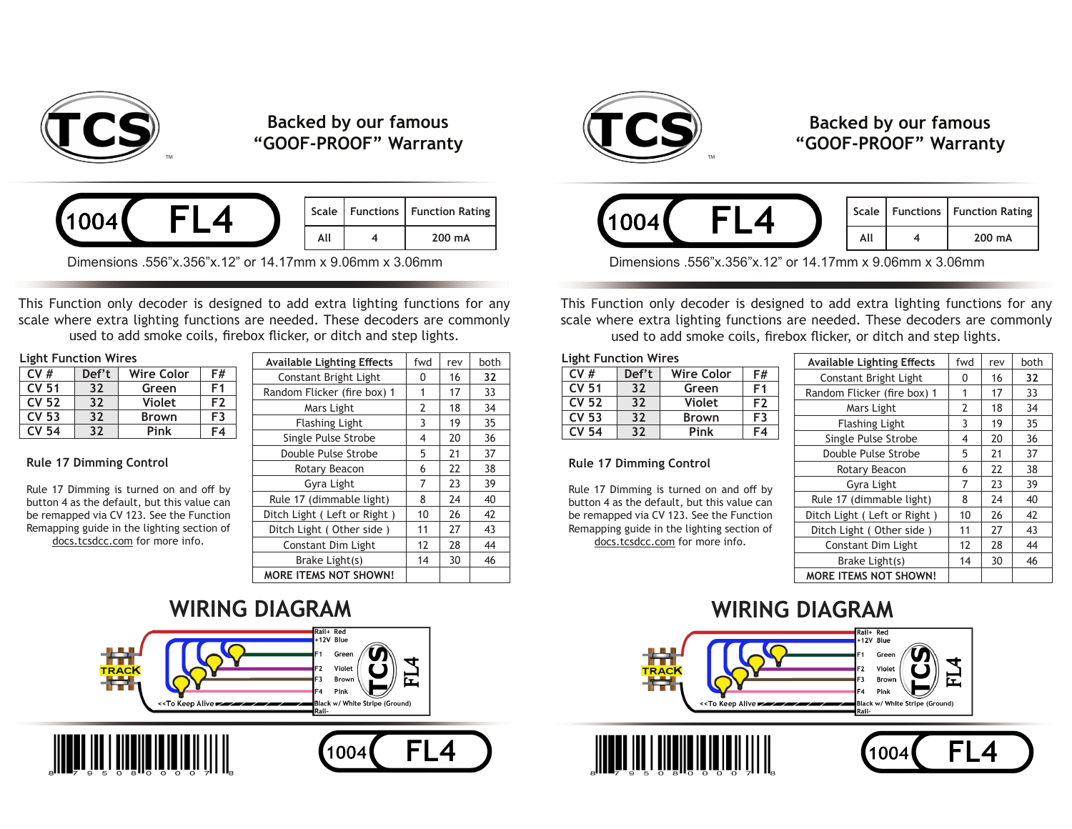# TCS

## Backed by our famous "GOOF-PROOF" Warranty

## 1004 FL4

| Scale | Functions | Function Rating |
|---|---|---|
| All | 4 | 200 mA |

Dimensions .556"x.356"x.12" or 14.17mm x 9.06mm x 3.06mm

This Function only decoder is designed to add extra lighting functions for any scale where extra lighting functions are needed. These decoders are commonly used to add smoke coils, firebox flicker, or ditch and step lights.

### Light Function Wires

| CV # | Def't | Wire Color | F# |
|---|---|---|---|
| CV 51 | 32 | Green | F1 |
| CV 52 | 32 | Violet | F2 |
| CV 53 | 32 | Brown | F3 |
| CV 54 | 32 | Pink | F4 |

### Rule 17 Dimming Control

Rule 17 Dimming is turned on and off by button 4 as the default, but this value can be remapped via CV 123. See the Function Remapping guide in the lighting section of docs.tcsdcc.com for more info.

| Available Lighting Effects | fwd | rev | both |
|---|---|---|---|
| Constant Bright Light | 0 | 16 | 32 |
| Random Flicker (fire box) 1 | 1 | 17 | 33 |
| Mars Light | 2 | 18 | 34 |
| Flashing Light | 3 | 19 | 35 |
| Single Pulse Strobe | 4 | 20 | 36 |
| Double Pulse Strobe | 5 | 21 | 37 |
| Rotary Beacon | 6 | 22 | 38 |
| Gyra Light | 7 | 23 | 39 |
| Rule 17 (dimmable light) | 8 | 24 | 40 |
| Ditch Light ( Left or Right ) | 10 | 26 | 42 |
| Ditch Light ( Other side ) | 11 | 27 | 43 |
| Constant Dim Light | 12 | 28 | 44 |
| Brake Light(s) | 14 | 30 | 46 |
| MORE ITEMS NOT SHOWN! | | | |

## WIRING DIAGRAM

TRACK

Rail+ Red
+12V Blue
F1 Green
F2 Violet
F3 Brown
F4 Pink
<<To Keep Alive
Black w/ White Stripe (Ground)
Rail-

TCS FL4

8 79508 00007 8

1004 FL4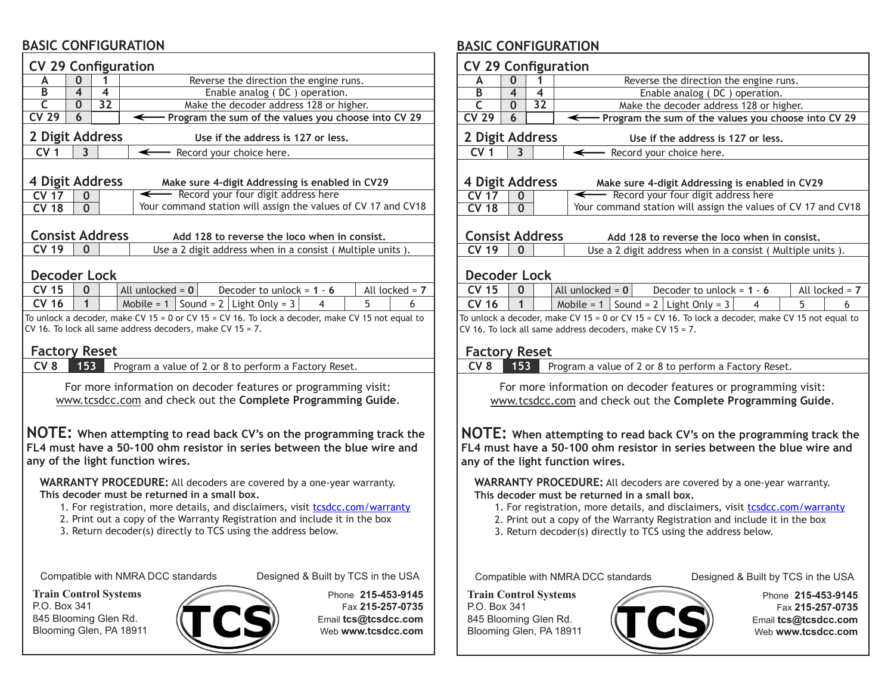## BASIC CONFIGURATION

### CV 29 Configuration

| | | | |
|---|---|---|---|
| A | 0 | 1 | Reverse the direction the engine runs. |
| B | 4 | 4 | Enable analog ( DC ) operation. |
| C | 0 | 32 | Make the decoder address 128 or higher. |
| CV 29 | 6 | | ⟵ **Program the sum of the values you choose into CV 29** |

### 2 Digit Address

**Use if the address is 127 or less.**

| | | | |
|---|---|---|---|
| CV 1 | 3 | | ⟵ Record your choice here. |

### 4 Digit Address

**Make sure 4-digit Addressing is enabled in CV29**

| | | | |
|---|---|---|---|
| CV 17 | 0 | | ⟵ Record your four digit address here |
| CV 18 | 0 | | Your command station will assign the values of CV 17 and CV18 |

### Consist Address

**Add 128 to reverse the loco when in consist.**

| | | | |
|---|---|---|---|
| CV 19 | 0 | | Use a 2 digit address when in a consist ( Multiple units ). |

### Decoder Lock

| | | | | | | | | |
|---|---|---|---|---|---|---|---|---|
| CV 15 | 0 | | All unlocked = **0** | Decoder to unlock = **1** - **6** | | | All locked = **7** | |
| CV 16 | 1 | | Mobile = 1 | Sound = 2 | Light Only = 3 | 4 | 5 | 6 |

To unlock a decoder, make CV 15 = 0 or CV 15 = CV 16. To lock a decoder, make CV 15 not equal to CV 16. To lock all same address decoders, make CV 15 = 7.

### Factory Reset

| | | |
|---|---|---|
| CV 8 | 153 | Program a value of 2 or 8 to perform a Factory Reset. |

For more information on decoder features or programming visit: www.tcsdcc.com and check out the **Complete Programming Guide**.

**NOTE: When attempting to read back CV's on the programming track the FL4 must have a 50-100 ohm resistor in series between the blue wire and any of the light function wires.**

**WARRANTY PROCEDURE:** All decoders are covered by a one-year warranty.
**This decoder must be returned in a small box.**

1. For registration, more details, and disclaimers, visit tcsdcc.com/warranty
2. Print out a copy of the Warranty Registration and include it in the box
3. Return decoder(s) directly to TCS using the address below.

Compatible with NMRA DCC standards

Designed & Built by TCS in the USA

**Train Control Systems**
P.O. Box 341
845 Blooming Glen Rd.
Blooming Glen, PA 18911

TCS

Phone **215-453-9145**
Fax **215-257-0735**
Email **tcs@tcsdcc.com**
Web **www.tcsdcc.com**

## BASIC CONFIGURATION

### CV 29 Configuration

| | | | |
|---|---|---|---|
| A | 0 | 1 | Reverse the direction the engine runs. |
| B | 4 | 4 | Enable analog ( DC ) operation. |
| C | 0 | 32 | Make the decoder address 128 or higher. |
| CV 29 | 6 | | ⟵ **Program the sum of the values you choose into CV 29** |

### 2 Digit Address

**Use if the address is 127 or less.**

| | | | |
|---|---|---|---|
| CV 1 | 3 | | ⟵ Record your choice here. |

### 4 Digit Address

**Make sure 4-digit Addressing is enabled in CV29**

| | | | |
|---|---|---|---|
| CV 17 | 0 | | ⟵ Record your four digit address here |
| CV 18 | 0 | | Your command station will assign the values of CV 17 and CV18 |

### Consist Address

**Add 128 to reverse the loco when in consist.**

| | | | |
|---|---|---|---|
| CV 19 | 0 | | Use a 2 digit address when in a consist ( Multiple units ). |

### Decoder Lock

| | | | | | | | | |
|---|---|---|---|---|---|---|---|---|
| CV 15 | 0 | | All unlocked = **0** | Decoder to unlock = **1** - **6** | | | All locked = **7** | |
| CV 16 | 1 | | Mobile = 1 | Sound = 2 | Light Only = 3 | 4 | 5 | 6 |

To unlock a decoder, make CV 15 = 0 or CV 15 = CV 16. To lock a decoder, make CV 15 not equal to CV 16. To lock all same address decoders, make CV 15 = 7.

### Factory Reset

| | | |
|---|---|---|
| CV 8 | 153 | Program a value of 2 or 8 to perform a Factory Reset. |

For more information on decoder features or programming visit: www.tcsdcc.com and check out the **Complete Programming Guide**.

**NOTE: When attempting to read back CV's on the programming track the FL4 must have a 50-100 ohm resistor in series between the blue wire and any of the light function wires.**

**WARRANTY PROCEDURE:** All decoders are covered by a one-year warranty.
**This decoder must be returned in a small box.**

1. For registration, more details, and disclaimers, visit tcsdcc.com/warranty
2. Print out a copy of the Warranty Registration and include it in the box
3. Return decoder(s) directly to TCS using the address below.

Compatible with NMRA DCC standards

Designed & Built by TCS in the USA

**Train Control Systems**
P.O. Box 341
845 Blooming Glen Rd.
Blooming Glen, PA 18911

TCS

Phone **215-453-9145**
Fax **215-257-0735**
Email **tcs@tcsdcc.com**
Web **www.tcsdcc.com**